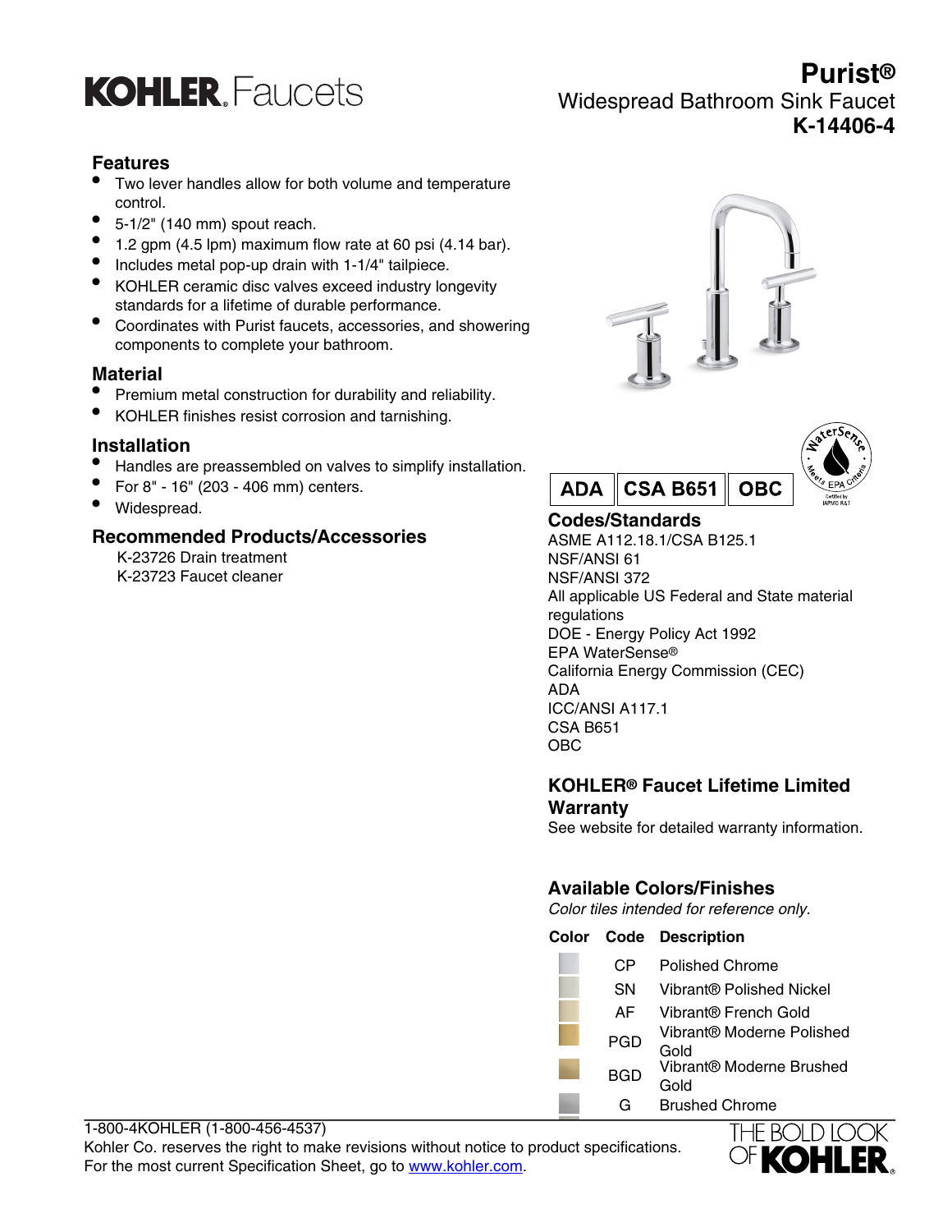# KOHLER. Faucets

## Purist®

Widespread Bathroom Sink Faucet

**K-14406-4**

## Features

- Two lever handles allow for both volume and temperature control.
- 5-1/2" (140 mm) spout reach.
- 1.2 gpm (4.5 lpm) maximum flow rate at 60 psi (4.14 bar).
- Includes metal pop-up drain with 1-1/4" tailpiece.
- KOHLER ceramic disc valves exceed industry longevity standards for a lifetime of durable performance.
- Coordinates with Purist faucets, accessories, and showering components to complete your bathroom.

## Material

- Premium metal construction for durability and reliability.
- KOHLER finishes resist corrosion and tarnishing.

## Installation

- Handles are preassembled on valves to simplify installation.
- For 8" - 16" (203 - 406 mm) centers.
- Widespread.

## Recommended Products/Accessories

K-23726 Drain treatment

K-23723 Faucet cleaner

ADA | CSA B651 | OBC

## Codes/Standards

ASME A112.18.1/CSA B125.1

NSF/ANSI 61

NSF/ANSI 372

All applicable US Federal and State material regulations

DOE - Energy Policy Act 1992

EPA WaterSense®

California Energy Commission (CEC)

ADA

ICC/ANSI A117.1

CSA B651

OBC

## KOHLER® Faucet Lifetime Limited Warranty

See website for detailed warranty information.

## Available Colors/Finishes

*Color tiles intended for reference only.*

| Color | Code | Description |
|---|---|---|
| | CP | Polished Chrome |
| | SN | Vibrant® Polished Nickel |
| | AF | Vibrant® French Gold |
| | PGD | Vibrant® Moderne Polished Gold |
| | BGD | Vibrant® Moderne Brushed Gold |
| | G | Brushed Chrome |

1-800-4KOHLER (1-800-456-4537)

Kohler Co. reserves the right to make revisions without notice to product specifications.

For the most current Specification Sheet, go to www.kohler.com.

THE BOLD LOOK OF KOHLER.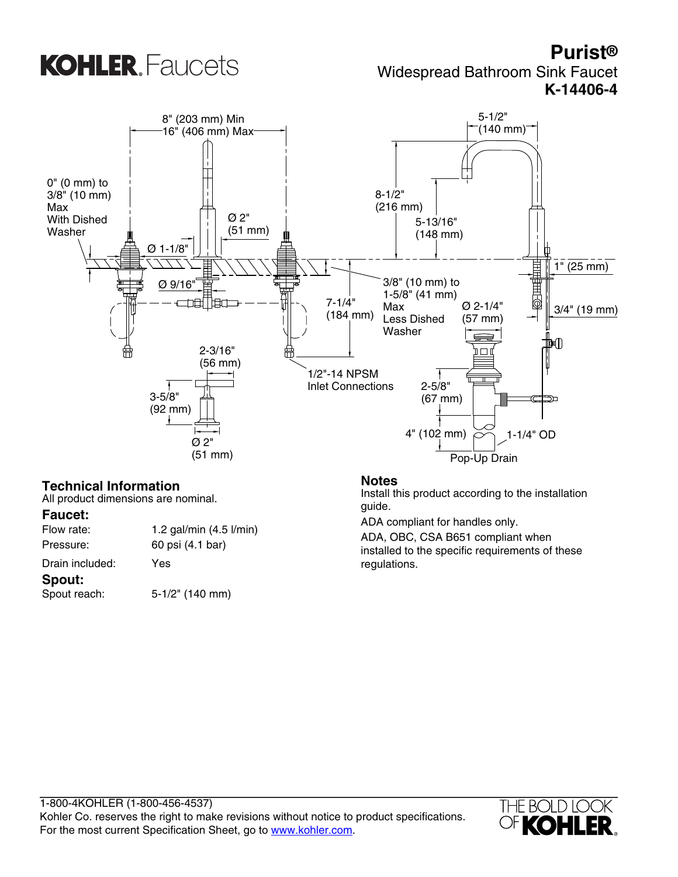# KOHLER. Faucets

## Purist®

Widespread Bathroom Sink Faucet

**K-14406-4**

8" (203 mm) Min
16" (406 mm) Max

5-1/2"
(140 mm)

0" (0 mm) to
3/8" (10 mm)
Max
With Dished
Washer

Ø 2"
(51 mm)

Ø 1-1/8"

8-1/2"
(216 mm)

5-13/16"
(148 mm)

1" (25 mm)

Ø 9/16"

3/8" (10 mm) to
1-5/8" (41 mm)
Max
Less Dished
Washer

7-1/4"
(184 mm)

Ø 2-1/4"
(57 mm)

3/4" (19 mm)

2-3/16"
(56 mm)

1/2"-14 NPSM
Inlet Connections

3-5/8"
(92 mm)

2-5/8"
(67 mm)

4" (102 mm)

1-1/4" OD

Ø 2"
(51 mm)

Pop-Up Drain

## Technical Information

All product dimensions are nominal.

### Faucet:

| | |
|---|---|
| Flow rate: | 1.2 gal/min (4.5 l/min) |
| Pressure: | 60 psi (4.1 bar) |
| Drain included: | Yes |

### Spout:

| | |
|---|---|
| Spout reach: | 5-1/2" (140 mm) |

## Notes

Install this product according to the installation guide.

ADA compliant for handles only.

ADA, OBC, CSA B651 compliant when installed to the specific requirements of these regulations.

1-800-4KOHLER (1-800-456-4537)
Kohler Co. reserves the right to make revisions without notice to product specifications.
For the most current Specification Sheet, go to www.kohler.com.

THE BOLD LOOK OF KOHLER.